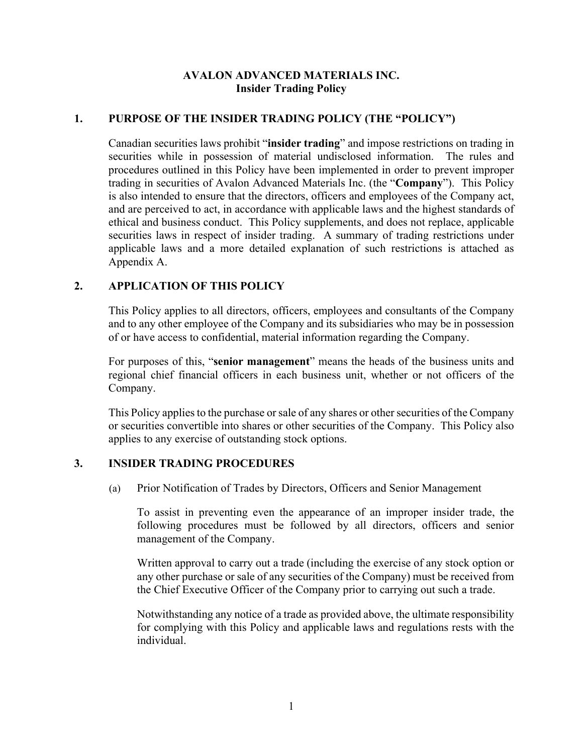# AVALON ADVANCED MATERIALS INC.
## Insider Trading Policy

## 1. PURPOSE OF THE INSIDER TRADING POLICY (THE "POLICY")

Canadian securities laws prohibit "**insider trading**" and impose restrictions on trading in securities while in possession of material undisclosed information. The rules and procedures outlined in this Policy have been implemented in order to prevent improper trading in securities of Avalon Advanced Materials Inc. (the "**Company**"). This Policy is also intended to ensure that the directors, officers and employees of the Company act, and are perceived to act, in accordance with applicable laws and the highest standards of ethical and business conduct. This Policy supplements, and does not replace, applicable securities laws in respect of insider trading. A summary of trading restrictions under applicable laws and a more detailed explanation of such restrictions is attached as Appendix A.

## 2. APPLICATION OF THIS POLICY

This Policy applies to all directors, officers, employees and consultants of the Company and to any other employee of the Company and its subsidiaries who may be in possession of or have access to confidential, material information regarding the Company.

For purposes of this, "**senior management**" means the heads of the business units and regional chief financial officers in each business unit, whether or not officers of the Company.

This Policy applies to the purchase or sale of any shares or other securities of the Company or securities convertible into shares or other securities of the Company. This Policy also applies to any exercise of outstanding stock options.

## 3. INSIDER TRADING PROCEDURES

(a) Prior Notification of Trades by Directors, Officers and Senior Management

To assist in preventing even the appearance of an improper insider trade, the following procedures must be followed by all directors, officers and senior management of the Company.

Written approval to carry out a trade (including the exercise of any stock option or any other purchase or sale of any securities of the Company) must be received from the Chief Executive Officer of the Company prior to carrying out such a trade.

Notwithstanding any notice of a trade as provided above, the ultimate responsibility for complying with this Policy and applicable laws and regulations rests with the individual.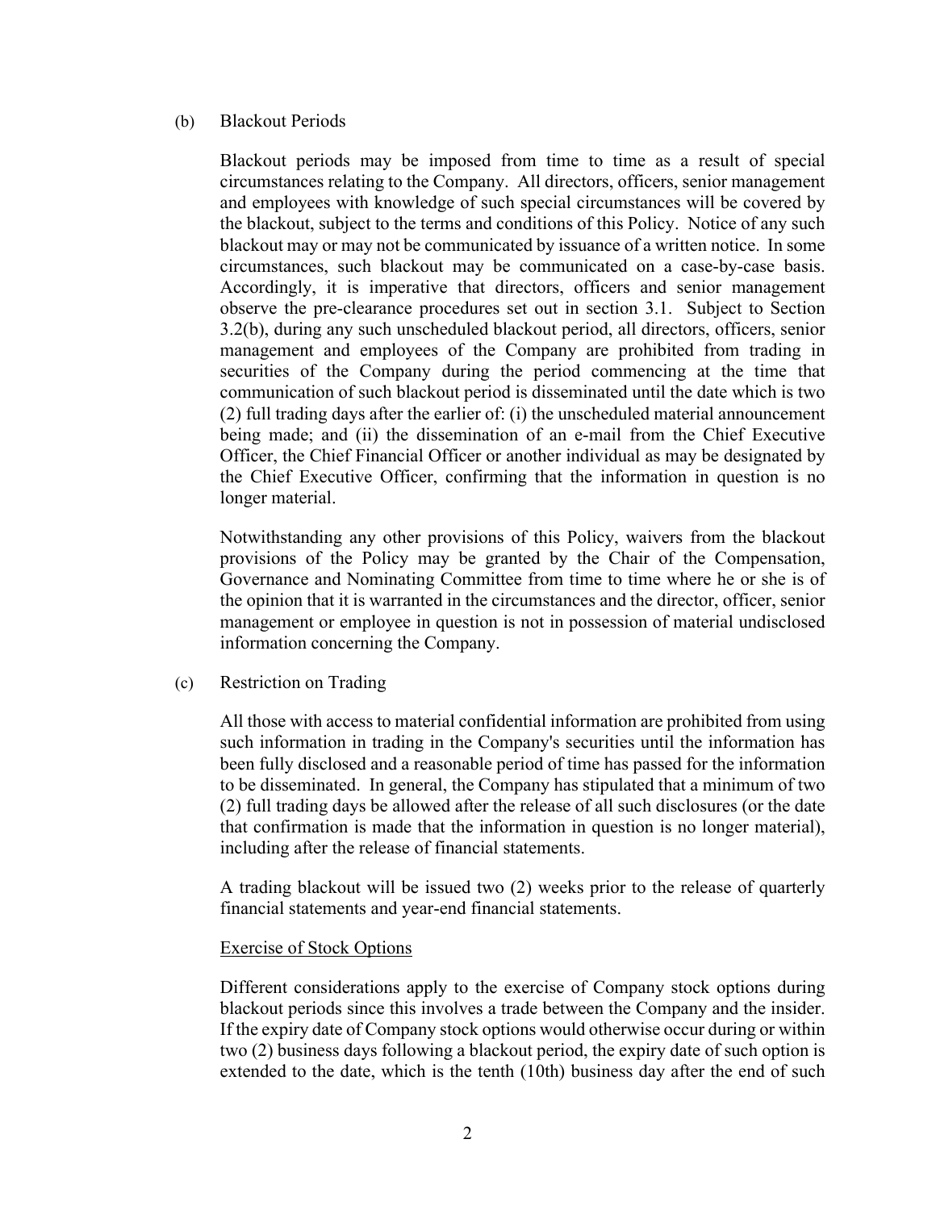(b) Blackout Periods

Blackout periods may be imposed from time to time as a result of special circumstances relating to the Company. All directors, officers, senior management and employees with knowledge of such special circumstances will be covered by the blackout, subject to the terms and conditions of this Policy. Notice of any such blackout may or may not be communicated by issuance of a written notice. In some circumstances, such blackout may be communicated on a case-by-case basis. Accordingly, it is imperative that directors, officers and senior management observe the pre-clearance procedures set out in section 3.1. Subject to Section 3.2(b), during any such unscheduled blackout period, all directors, officers, senior management and employees of the Company are prohibited from trading in securities of the Company during the period commencing at the time that communication of such blackout period is disseminated until the date which is two (2) full trading days after the earlier of: (i) the unscheduled material announcement being made; and (ii) the dissemination of an e-mail from the Chief Executive Officer, the Chief Financial Officer or another individual as may be designated by the Chief Executive Officer, confirming that the information in question is no longer material.

Notwithstanding any other provisions of this Policy, waivers from the blackout provisions of the Policy may be granted by the Chair of the Compensation, Governance and Nominating Committee from time to time where he or she is of the opinion that it is warranted in the circumstances and the director, officer, senior management or employee in question is not in possession of material undisclosed information concerning the Company.

(c) Restriction on Trading

All those with access to material confidential information are prohibited from using such information in trading in the Company's securities until the information has been fully disclosed and a reasonable period of time has passed for the information to be disseminated. In general, the Company has stipulated that a minimum of two (2) full trading days be allowed after the release of all such disclosures (or the date that confirmation is made that the information in question is no longer material), including after the release of financial statements.

A trading blackout will be issued two (2) weeks prior to the release of quarterly financial statements and year-end financial statements.

<u>Exercise of Stock Options</u>

Different considerations apply to the exercise of Company stock options during blackout periods since this involves a trade between the Company and the insider. If the expiry date of Company stock options would otherwise occur during or within two (2) business days following a blackout period, the expiry date of such option is extended to the date, which is the tenth (10th) business day after the end of such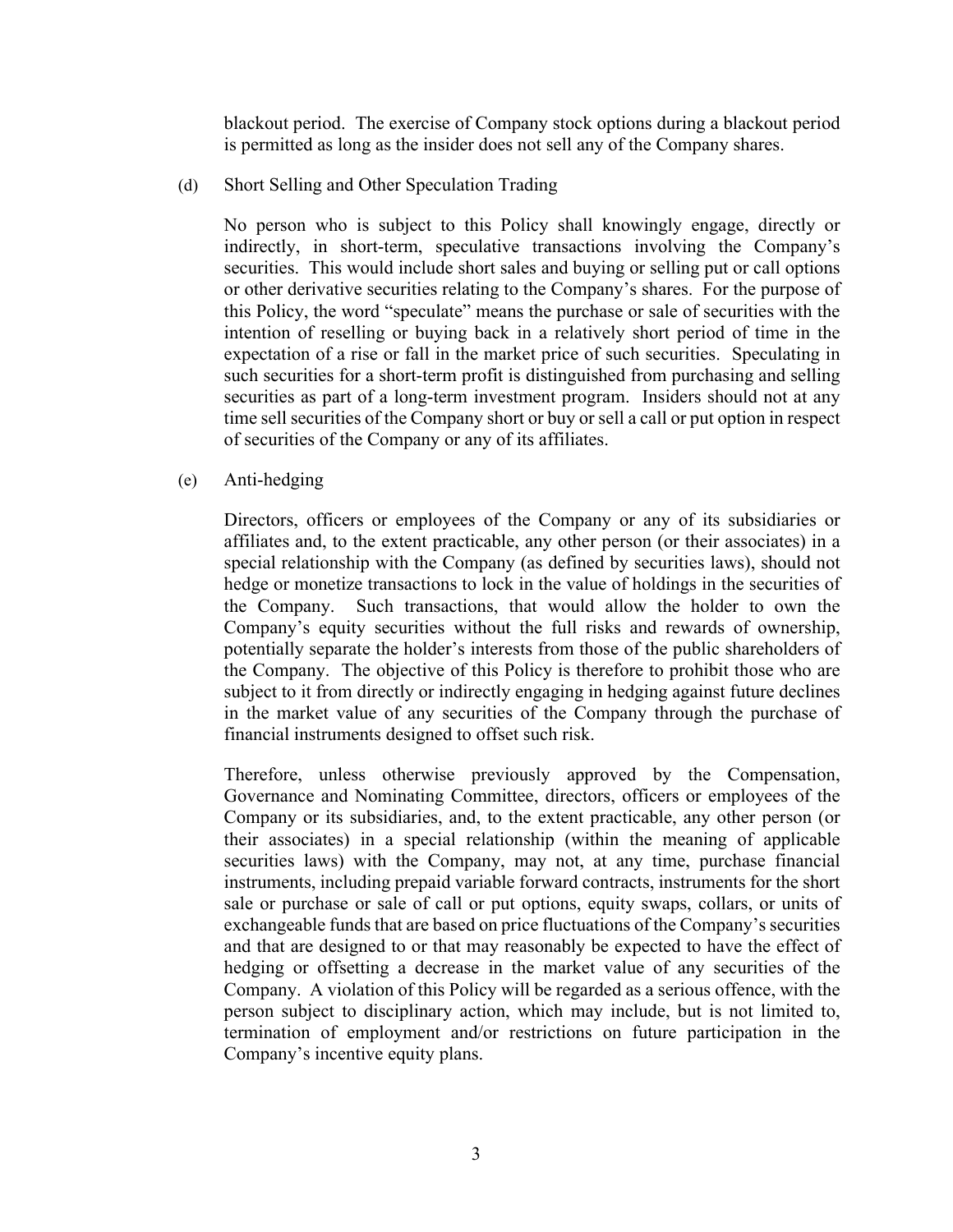blackout period. The exercise of Company stock options during a blackout period is permitted as long as the insider does not sell any of the Company shares.

(d) Short Selling and Other Speculation Trading

No person who is subject to this Policy shall knowingly engage, directly or indirectly, in short-term, speculative transactions involving the Company's securities. This would include short sales and buying or selling put or call options or other derivative securities relating to the Company's shares. For the purpose of this Policy, the word "speculate" means the purchase or sale of securities with the intention of reselling or buying back in a relatively short period of time in the expectation of a rise or fall in the market price of such securities. Speculating in such securities for a short-term profit is distinguished from purchasing and selling securities as part of a long-term investment program. Insiders should not at any time sell securities of the Company short or buy or sell a call or put option in respect of securities of the Company or any of its affiliates.

(e) Anti-hedging

Directors, officers or employees of the Company or any of its subsidiaries or affiliates and, to the extent practicable, any other person (or their associates) in a special relationship with the Company (as defined by securities laws), should not hedge or monetize transactions to lock in the value of holdings in the securities of the Company. Such transactions, that would allow the holder to own the Company's equity securities without the full risks and rewards of ownership, potentially separate the holder's interests from those of the public shareholders of the Company. The objective of this Policy is therefore to prohibit those who are subject to it from directly or indirectly engaging in hedging against future declines in the market value of any securities of the Company through the purchase of financial instruments designed to offset such risk.

Therefore, unless otherwise previously approved by the Compensation, Governance and Nominating Committee, directors, officers or employees of the Company or its subsidiaries, and, to the extent practicable, any other person (or their associates) in a special relationship (within the meaning of applicable securities laws) with the Company, may not, at any time, purchase financial instruments, including prepaid variable forward contracts, instruments for the short sale or purchase or sale of call or put options, equity swaps, collars, or units of exchangeable funds that are based on price fluctuations of the Company's securities and that are designed to or that may reasonably be expected to have the effect of hedging or offsetting a decrease in the market value of any securities of the Company. A violation of this Policy will be regarded as a serious offence, with the person subject to disciplinary action, which may include, but is not limited to, termination of employment and/or restrictions on future participation in the Company's incentive equity plans.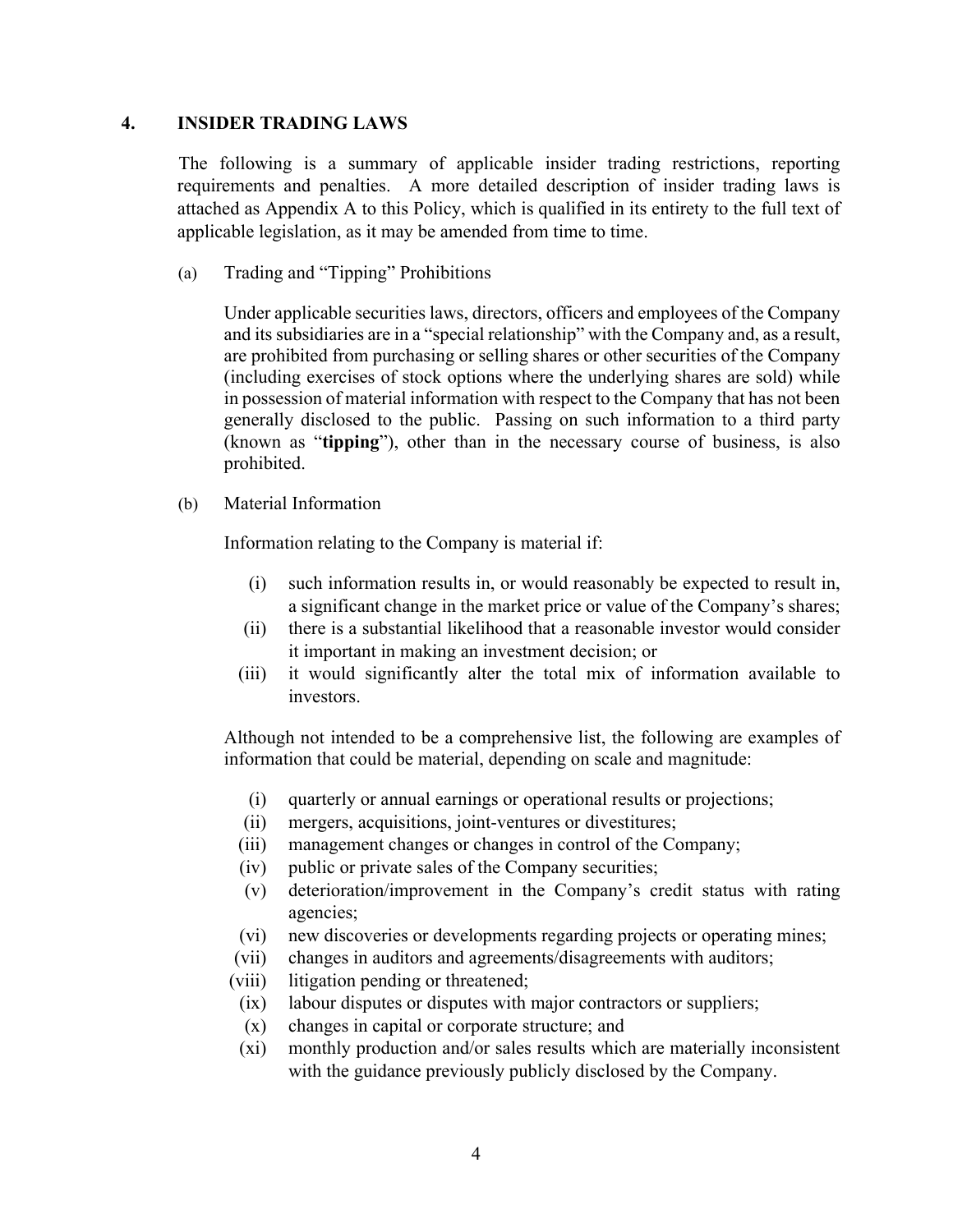## 4. INSIDER TRADING LAWS

The following is a summary of applicable insider trading restrictions, reporting requirements and penalties. A more detailed description of insider trading laws is attached as Appendix A to this Policy, which is qualified in its entirety to the full text of applicable legislation, as it may be amended from time to time.

(a) Trading and "Tipping" Prohibitions

Under applicable securities laws, directors, officers and employees of the Company and its subsidiaries are in a "special relationship" with the Company and, as a result, are prohibited from purchasing or selling shares or other securities of the Company (including exercises of stock options where the underlying shares are sold) while in possession of material information with respect to the Company that has not been generally disclosed to the public. Passing on such information to a third party (known as "**tipping**"), other than in the necessary course of business, is also prohibited.

(b) Material Information

Information relating to the Company is material if:

(i) such information results in, or would reasonably be expected to result in, a significant change in the market price or value of the Company's shares;
(ii) there is a substantial likelihood that a reasonable investor would consider it important in making an investment decision; or
(iii) it would significantly alter the total mix of information available to investors.

Although not intended to be a comprehensive list, the following are examples of information that could be material, depending on scale and magnitude:

(i) quarterly or annual earnings or operational results or projections;
(ii) mergers, acquisitions, joint-ventures or divestitures;
(iii) management changes or changes in control of the Company;
(iv) public or private sales of the Company securities;
(v) deterioration/improvement in the Company's credit status with rating agencies;
(vi) new discoveries or developments regarding projects or operating mines;
(vii) changes in auditors and agreements/disagreements with auditors;
(viii) litigation pending or threatened;
(ix) labour disputes or disputes with major contractors or suppliers;
(x) changes in capital or corporate structure; and
(xi) monthly production and/or sales results which are materially inconsistent with the guidance previously publicly disclosed by the Company.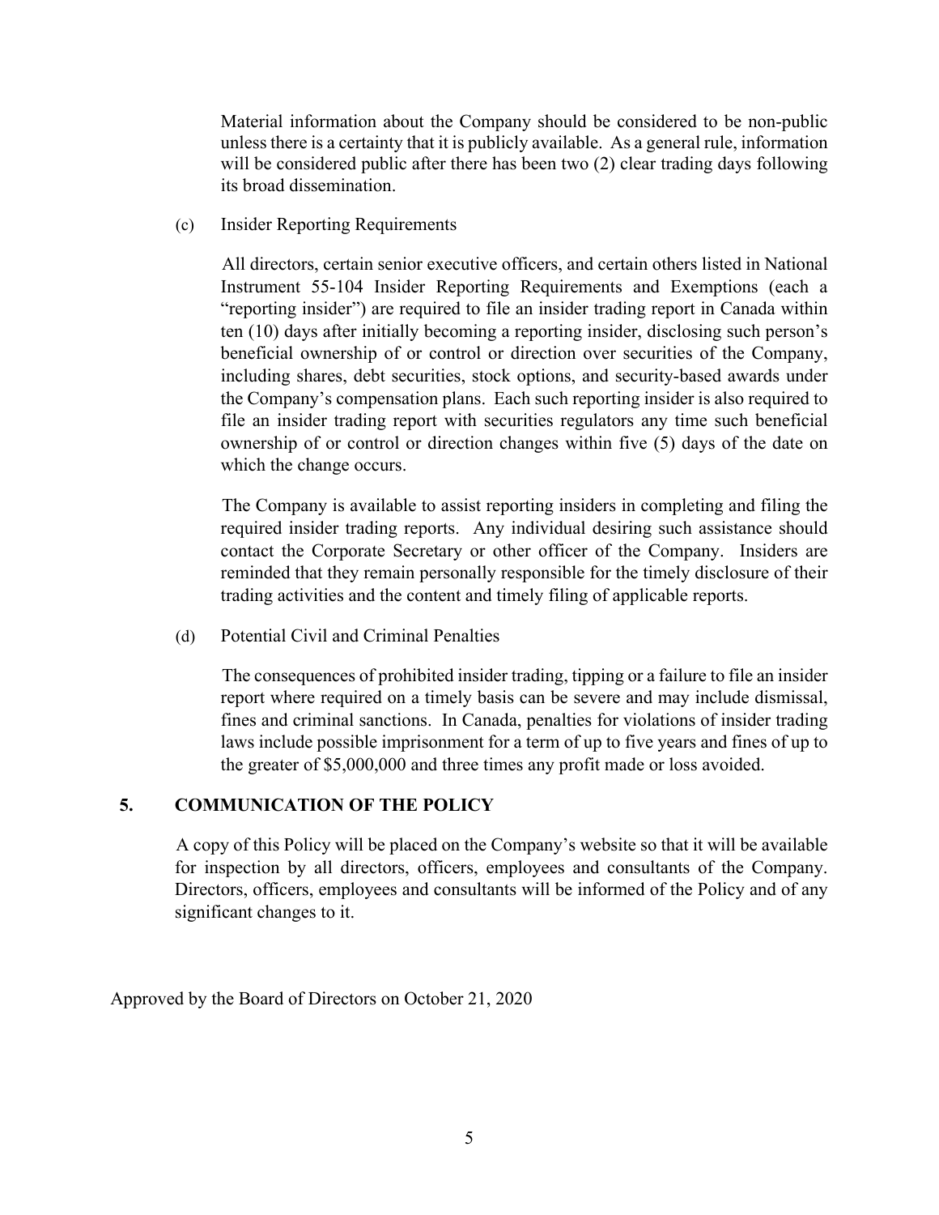Material information about the Company should be considered to be non-public unless there is a certainty that it is publicly available. As a general rule, information will be considered public after there has been two (2) clear trading days following its broad dissemination.

(c) Insider Reporting Requirements

All directors, certain senior executive officers, and certain others listed in National Instrument 55-104 Insider Reporting Requirements and Exemptions (each a "reporting insider") are required to file an insider trading report in Canada within ten (10) days after initially becoming a reporting insider, disclosing such person's beneficial ownership of or control or direction over securities of the Company, including shares, debt securities, stock options, and security-based awards under the Company's compensation plans. Each such reporting insider is also required to file an insider trading report with securities regulators any time such beneficial ownership of or control or direction changes within five (5) days of the date on which the change occurs.

The Company is available to assist reporting insiders in completing and filing the required insider trading reports. Any individual desiring such assistance should contact the Corporate Secretary or other officer of the Company. Insiders are reminded that they remain personally responsible for the timely disclosure of their trading activities and the content and timely filing of applicable reports.

(d) Potential Civil and Criminal Penalties

The consequences of prohibited insider trading, tipping or a failure to file an insider report where required on a timely basis can be severe and may include dismissal, fines and criminal sanctions. In Canada, penalties for violations of insider trading laws include possible imprisonment for a term of up to five years and fines of up to the greater of $5,000,000 and three times any profit made or loss avoided.

## 5. COMMUNICATION OF THE POLICY

A copy of this Policy will be placed on the Company's website so that it will be available for inspection by all directors, officers, employees and consultants of the Company. Directors, officers, employees and consultants will be informed of the Policy and of any significant changes to it.

Approved by the Board of Directors on October 21, 2020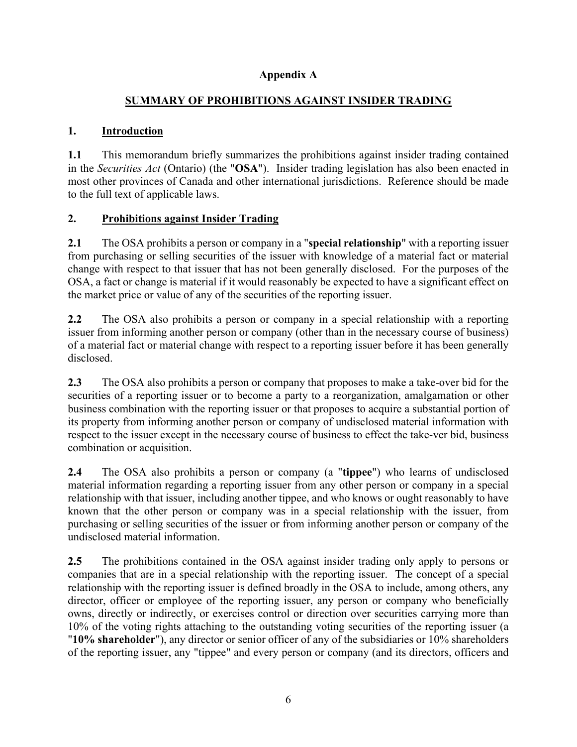**Appendix A**

**SUMMARY OF PROHIBITIONS AGAINST INSIDER TRADING**

## 1. Introduction

**1.1** This memorandum briefly summarizes the prohibitions against insider trading contained in the *Securities Act* (Ontario) (the "**OSA**"). Insider trading legislation has also been enacted in most other provinces of Canada and other international jurisdictions. Reference should be made to the full text of applicable laws.

## 2. Prohibitions against Insider Trading

**2.1** The OSA prohibits a person or company in a "**special relationship**" with a reporting issuer from purchasing or selling securities of the issuer with knowledge of a material fact or material change with respect to that issuer that has not been generally disclosed. For the purposes of the OSA, a fact or change is material if it would reasonably be expected to have a significant effect on the market price or value of any of the securities of the reporting issuer.

**2.2** The OSA also prohibits a person or company in a special relationship with a reporting issuer from informing another person or company (other than in the necessary course of business) of a material fact or material change with respect to a reporting issuer before it has been generally disclosed.

**2.3** The OSA also prohibits a person or company that proposes to make a take-over bid for the securities of a reporting issuer or to become a party to a reorganization, amalgamation or other business combination with the reporting issuer or that proposes to acquire a substantial portion of its property from informing another person or company of undisclosed material information with respect to the issuer except in the necessary course of business to effect the take-ver bid, business combination or acquisition.

**2.4** The OSA also prohibits a person or company (a "**tippee**") who learns of undisclosed material information regarding a reporting issuer from any other person or company in a special relationship with that issuer, including another tippee, and who knows or ought reasonably to have known that the other person or company was in a special relationship with the issuer, from purchasing or selling securities of the issuer or from informing another person or company of the undisclosed material information.

**2.5** The prohibitions contained in the OSA against insider trading only apply to persons or companies that are in a special relationship with the reporting issuer. The concept of a special relationship with the reporting issuer is defined broadly in the OSA to include, among others, any director, officer or employee of the reporting issuer, any person or company who beneficially owns, directly or indirectly, or exercises control or direction over securities carrying more than 10% of the voting rights attaching to the outstanding voting securities of the reporting issuer (a "**10% shareholder**"), any director or senior officer of any of the subsidiaries or 10% shareholders of the reporting issuer, any "tippee" and every person or company (and its directors, officers and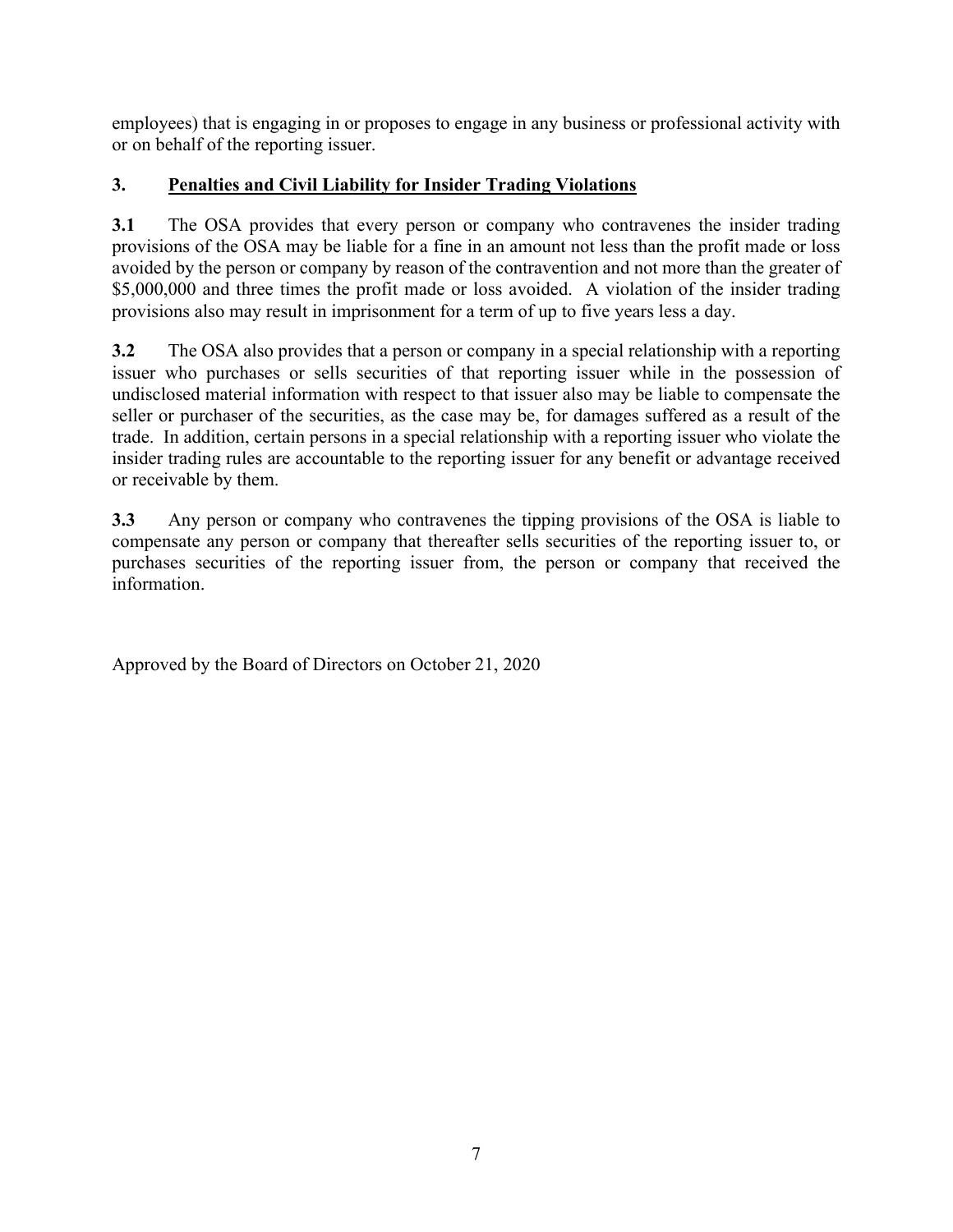employees) that is engaging in or proposes to engage in any business or professional activity with or on behalf of the reporting issuer.

## 3. Penalties and Civil Liability for Insider Trading Violations

**3.1** The OSA provides that every person or company who contravenes the insider trading provisions of the OSA may be liable for a fine in an amount not less than the profit made or loss avoided by the person or company by reason of the contravention and not more than the greater of $5,000,000 and three times the profit made or loss avoided. A violation of the insider trading provisions also may result in imprisonment for a term of up to five years less a day.

**3.2** The OSA also provides that a person or company in a special relationship with a reporting issuer who purchases or sells securities of that reporting issuer while in the possession of undisclosed material information with respect to that issuer also may be liable to compensate the seller or purchaser of the securities, as the case may be, for damages suffered as a result of the trade. In addition, certain persons in a special relationship with a reporting issuer who violate the insider trading rules are accountable to the reporting issuer for any benefit or advantage received or receivable by them.

**3.3** Any person or company who contravenes the tipping provisions of the OSA is liable to compensate any person or company that thereafter sells securities of the reporting issuer to, or purchases securities of the reporting issuer from, the person or company that received the information.

Approved by the Board of Directors on October 21, 2020